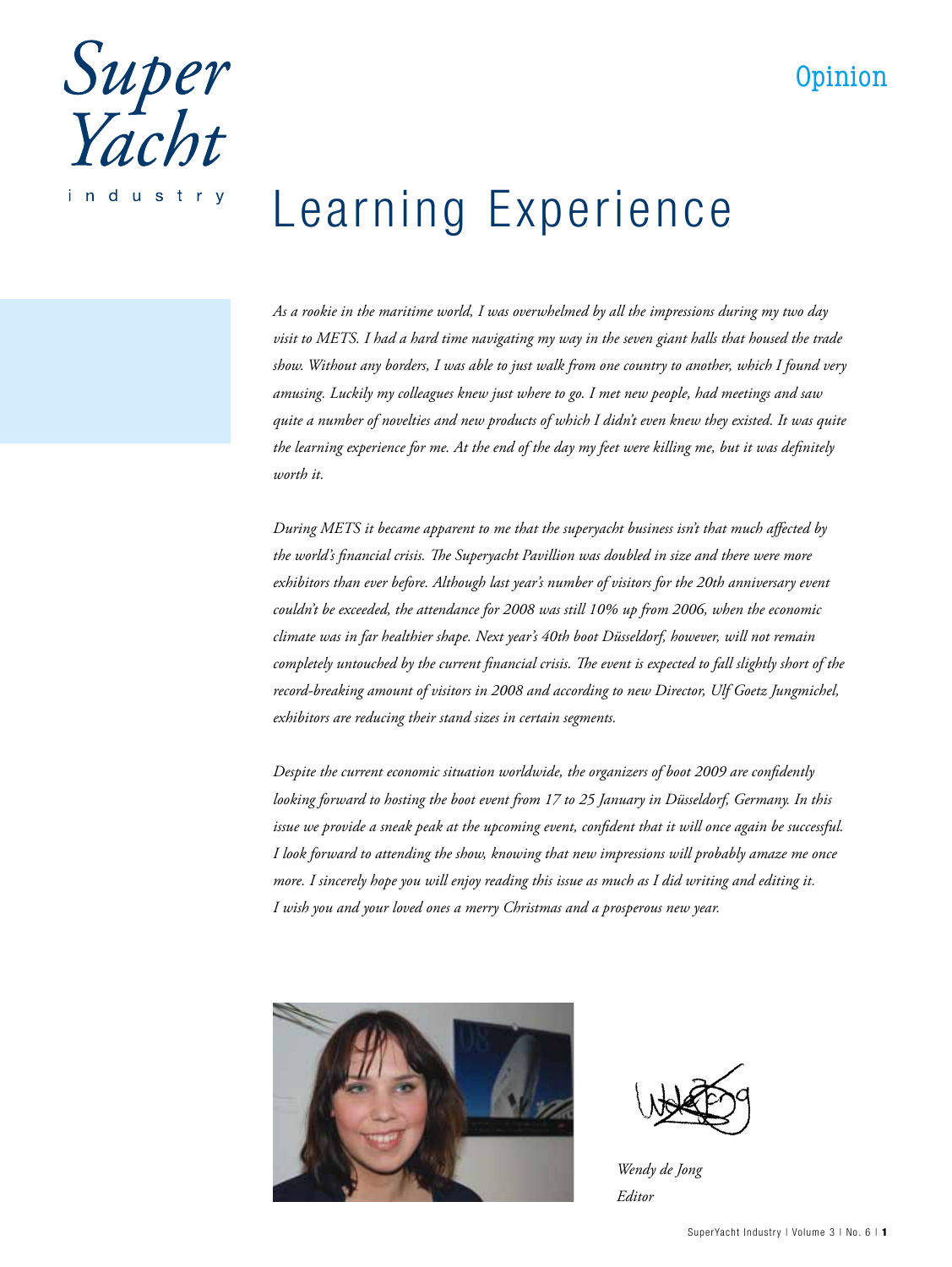Opinion

# Learning Experience

*As a rookie in the maritime world, I was overwhelmed by all the impressions during my two day visit to METS. I had a hard time navigating my way in the seven giant halls that housed the trade show. Without any borders, I was able to just walk from one country to another, which I found very amusing. Luckily my colleagues knew just where to go. I met new people, had meetings and saw quite a number of novelties and new products of which I didn't even knew they existed. It was quite the learning experience for me. At the end of the day my feet were killing me, but it was definitely worth it.*

*During METS it became apparent to me that the superyacht business isn't that much affected by the world's financial crisis. The Superyacht Pavillion was doubled in size and there were more exhibitors than ever before. Although last year's number of visitors for the 20th anniversary event couldn't be exceeded, the attendance for 2008 was still 10% up from 2006, when the economic climate was in far healthier shape. Next year's 40th boot Düsseldorf, however, will not remain completely untouched by the current financial crisis. The event is expected to fall slightly short of the record-breaking amount of visitors in 2008 and according to new Director, Ulf Goetz Jungmichel, exhibitors are reducing their stand sizes in certain segments.*

*Despite the current economic situation worldwide, the organizers of boot 2009 are confidently looking forward to hosting the boot event from 17 to 25 January in Düsseldorf, Germany. In this issue we provide a sneak peak at the upcoming event, confident that it will once again be successful. I look forward to attending the show, knowing that new impressions will probably amaze me once more. I sincerely hope you will enjoy reading this issue as much as I did writing and editing it. I wish you and your loved ones a merry Christmas and a prosperous new year.*

*Wendy de Jong*
*Editor*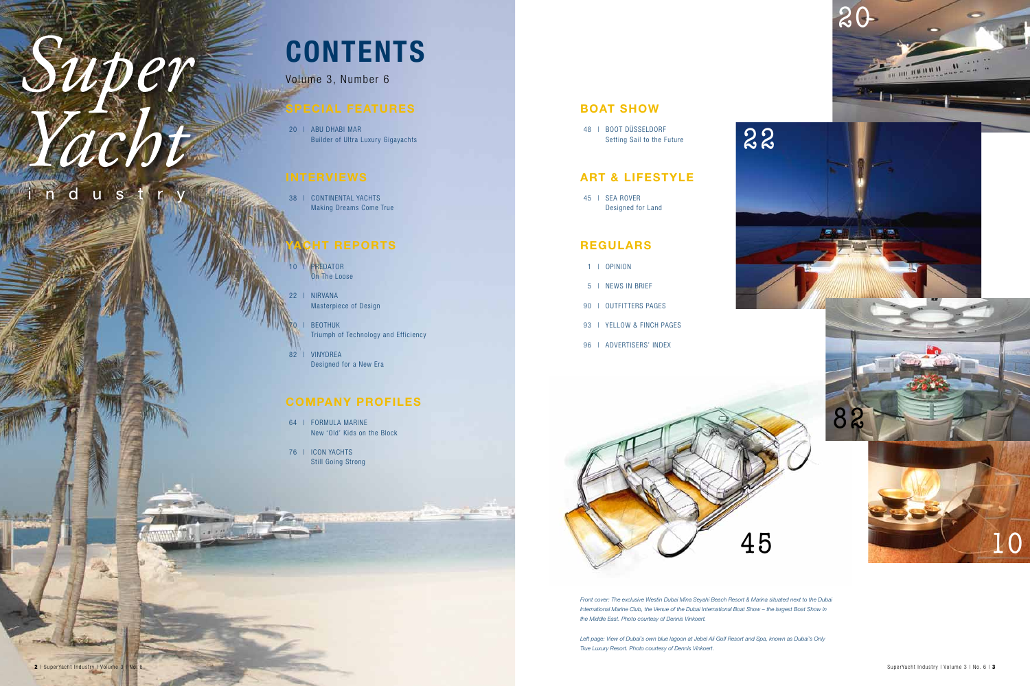# CONTENTS

Volume 3, Number 6

## SPECIAL FEATURES

20 | ABU DHABI MAR
Builder of Ultra Luxury Gigayachts

## INTERVIEWS

38 | CONTINENTAL YACHTS
Making Dreams Come True

## YACHT REPORTS

10 | PREDATOR
On The Loose

22 | NIRVANA
Masterpiece of Design

70 | BEOTHUK
Triumph of Technology and Efficiency

82 | VINYDREA
Designed for a New Era

## COMPANY PROFILES

64 | FORMULA MARINE
New 'Old' Kids on the Block

76 | ICON YACHTS
Still Going Strong

## BOAT SHOW

48 | BOOT DÜSSELDORF
Setting Sail to the Future

## ART & LIFESTYLE

45 | SEA ROVER
Designed for Land

## REGULARS

1 | OPINION

5 | NEWS IN BRIEF

90 | OUTFITTERS PAGES

93 | YELLOW & FINCH PAGES

96 | ADVERTISERS' INDEX

*Front cover: The exclusive Westin Dubai Mina Seyahi Beach Resort & Marina situated next to the Dubai International Marine Club, the Venue of the Dubai International Boat Show – the largest Boat Show in the Middle East. Photo courtesy of Dennis Vinkoert.*

*Left page: View of Dubai's own blue lagoon at Jebel Ali Golf Resort and Spa, known as Dubai's Only True Luxury Resort. Photo courtesy of Dennis Vinkoert.*